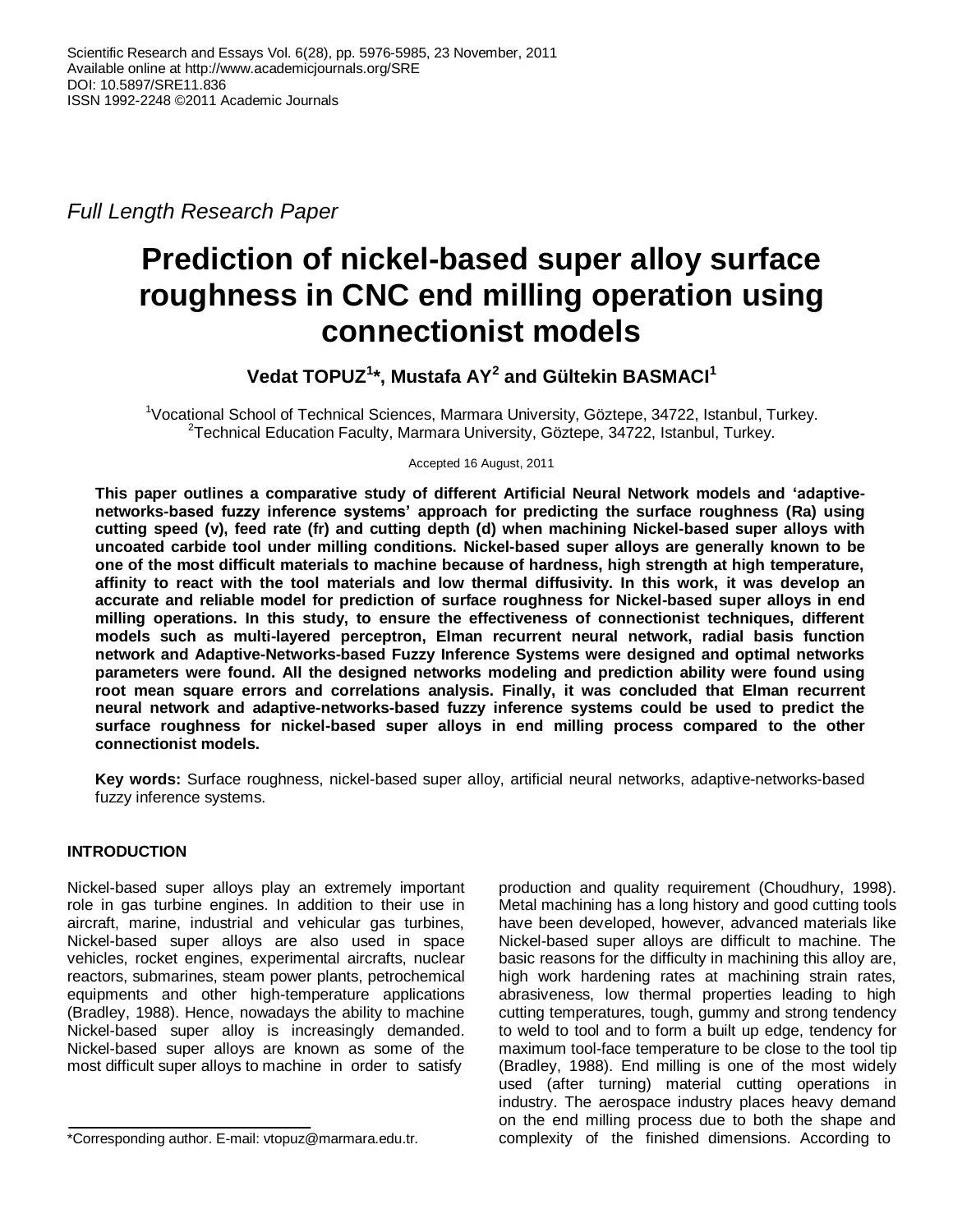Full Length Research Paper

# Prediction of nickel-based super alloy surface roughness in CNC end milling operation using connectionist models

**Vedat TOPUZ[1]*, Mustafa AY[2] and Gültekin BASMACI[1]**

[1]Vocational School of Technical Sciences, Marmara University, Göztepe, 34722, Istanbul, Turkey.
[2]Technical Education Faculty, Marmara University, Göztepe, 34722, Istanbul, Turkey.

Accepted 16 August, 2011

**This paper outlines a comparative study of different Artificial Neural Network models and 'adaptive-networks-based fuzzy inference systems' approach for predicting the surface roughness (Ra) using cutting speed (v), feed rate (fr) and cutting depth (d) when machining Nickel-based super alloys with uncoated carbide tool under milling conditions. Nickel-based super alloys are generally known to be one of the most difficult materials to machine because of hardness, high strength at high temperature, affinity to react with the tool materials and low thermal diffusivity. In this work, it was develop an accurate and reliable model for prediction of surface roughness for Nickel-based super alloys in end milling operations. In this study, to ensure the effectiveness of connectionist techniques, different models such as multi-layered perceptron, Elman recurrent neural network, radial basis function network and Adaptive-Networks-based Fuzzy Inference Systems were designed and optimal networks parameters were found. All the designed networks modeling and prediction ability were found using root mean square errors and correlations analysis. Finally, it was concluded that Elman recurrent neural network and adaptive-networks-based fuzzy inference systems could be used to predict the surface roughness for nickel-based super alloys in end milling process compared to the other connectionist models.**

**Key words:** Surface roughness, nickel-based super alloy, artificial neural networks, adaptive-networks-based fuzzy inference systems.

## INTRODUCTION

Nickel-based super alloys play an extremely important role in gas turbine engines. In addition to their use in aircraft, marine, industrial and vehicular gas turbines, Nickel-based super alloys are also used in space vehicles, rocket engines, experimental aircrafts, nuclear reactors, submarines, steam power plants, petrochemical equipments and other high-temperature applications (Bradley, 1988). Hence, nowadays the ability to machine Nickel-based super alloy is increasingly demanded. Nickel-based super alloys are known as some of the most difficult super alloys to machine in order to satisfy production and quality requirement (Choudhury, 1998). Metal machining has a long history and good cutting tools have been developed, however, advanced materials like Nickel-based super alloys are difficult to machine. The basic reasons for the difficulty in machining this alloy are, high work hardening rates at machining strain rates, abrasiveness, low thermal properties leading to high cutting temperatures, tough, gummy and strong tendency to weld to tool and to form a built up edge, tendency for maximum tool-face temperature to be close to the tool tip (Bradley, 1988). End milling is one of the most widely used (after turning) material cutting operations in industry. The aerospace industry places heavy demand on the end milling process due to both the shape and complexity of the finished dimensions. According to

*Corresponding author. E-mail: vtopuz@marmara.edu.tr.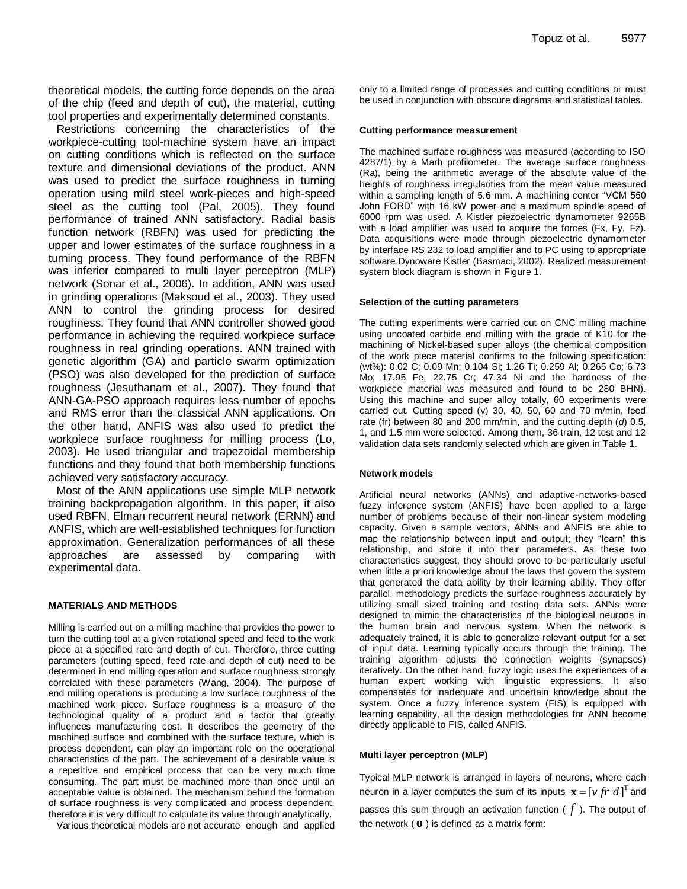theoretical models, the cutting force depends on the area of the chip (feed and depth of cut), the material, cutting tool properties and experimentally determined constants.

Restrictions concerning the characteristics of the workpiece-cutting tool-machine system have an impact on cutting conditions which is reflected on the surface texture and dimensional deviations of the product. ANN was used to predict the surface roughness in turning operation using mild steel work-pieces and high-speed steel as the cutting tool (Pal, 2005). They found performance of trained ANN satisfactory. Radial basis function network (RBFN) was used for predicting the upper and lower estimates of the surface roughness in a turning process. They found performance of the RBFN was inferior compared to multi layer perceptron (MLP) network (Sonar et al., 2006). In addition, ANN was used in grinding operations (Maksoud et al., 2003). They used ANN to control the grinding process for desired roughness. They found that ANN controller showed good performance in achieving the required workpiece surface roughness in real grinding operations. ANN trained with genetic algorithm (GA) and particle swarm optimization (PSO) was also developed for the prediction of surface roughness (Jesuthanam et al., 2007). They found that ANN-GA-PSO approach requires less number of epochs and RMS error than the classical ANN applications. On the other hand, ANFIS was also used to predict the workpiece surface roughness for milling process (Lo, 2003). He used triangular and trapezoidal membership functions and they found that both membership functions achieved very satisfactory accuracy.

Most of the ANN applications use simple MLP network training backpropagation algorithm. In this paper, it also used RBFN, Elman recurrent neural network (ERNN) and ANFIS, which are well-established techniques for function approximation. Generalization performances of all these approaches are assessed by comparing with experimental data.

## MATERIALS AND METHODS

Milling is carried out on a milling machine that provides the power to turn the cutting tool at a given rotational speed and feed to the work piece at a specified rate and depth of cut. Therefore, three cutting parameters (cutting speed, feed rate and depth of cut) need to be determined in end milling operation and surface roughness strongly correlated with these parameters (Wang, 2004). The purpose of end milling operations is producing a low surface roughness of the machined work piece. Surface roughness is a measure of the technological quality of a product and a factor that greatly influences manufacturing cost. It describes the geometry of the machined surface and combined with the surface texture, which is process dependent, can play an important role on the operational characteristics of the part. The achievement of a desirable value is a repetitive and empirical process that can be very much time consuming. The part must be machined more than once until an acceptable value is obtained. The mechanism behind the formation of surface roughness is very complicated and process dependent, therefore it is very difficult to calculate its value through analytically.

Various theoretical models are not accurate enough and applied only to a limited range of processes and cutting conditions or must be used in conjunction with obscure diagrams and statistical tables.

### Cutting performance measurement

The machined surface roughness was measured (according to ISO 4287/1) by a Marh profilometer. The average surface roughness (Ra), being the arithmetic average of the absolute value of the heights of roughness irregularities from the mean value measured within a sampling length of 5.6 mm. A machining center "VCM 550 John FORD" with 16 kW power and a maximum spindle speed of 6000 rpm was used. A Kistler piezoelectric dynamometer 9265B with a load amplifier was used to acquire the forces (Fx, Fy, Fz). Data acquisitions were made through piezoelectric dynamometer by interface RS 232 to load amplifier and to PC using to appropriate software Dynoware Kistler (Basmaci, 2002). Realized measurement system block diagram is shown in Figure 1.

### Selection of the cutting parameters

The cutting experiments were carried out on CNC milling machine using uncoated carbide end milling with the grade of K10 for the machining of Nickel-based super alloys (the chemical composition of the work piece material confirms to the following specification: (wt%): 0.02 C; 0.09 Mn; 0.104 Si; 1.26 Ti; 0.259 Al; 0.265 Co; 6.73 Mo; 17.95 Fe; 22.75 Cr; 47.34 Ni and the hardness of the workpiece material was measured and found to be 280 BHN). Using this machine and super alloy totally, 60 experiments were carried out. Cutting speed (v) 30, 40, 50, 60 and 70 m/min, feed rate (fr) between 80 and 200 mm/min, and the cutting depth ($d$) 0.5, 1, and 1.5 mm were selected. Among them, 36 train, 12 test and 12 validation data sets randomly selected which are given in Table 1.

### Network models

Artificial neural networks (ANNs) and adaptive-networks-based fuzzy inference system (ANFIS) have been applied to a large number of problems because of their non-linear system modeling capacity. Given a sample vectors, ANNs and ANFIS are able to map the relationship between input and output; they "learn" this relationship, and store it into their parameters. As these two characteristics suggest, they should prove to be particularly useful when little a priori knowledge about the laws that govern the system that generated the data ability by their learning ability. They offer parallel, methodology predicts the surface roughness accurately by utilizing small sized training and testing data sets. ANNs were designed to mimic the characteristics of the biological neurons in the human brain and nervous system. When the network is adequately trained, it is able to generalize relevant output for a set of input data. Learning typically occurs through the training. The training algorithm adjusts the connection weights (synapses) iteratively. On the other hand, fuzzy logic uses the experiences of a human expert working with linguistic expressions. It also compensates for inadequate and uncertain knowledge about the system. Once a fuzzy inference system (FIS) is equipped with learning capability, all the design methodologies for ANN become directly applicable to FIS, called ANFIS.

### Multi layer perceptron (MLP)

Typical MLP network is arranged in layers of neurons, where each neuron in a layer computes the sum of its inputs $\mathbf{x} = [v \; fr \; d]^{\mathrm{T}}$ and passes this sum through an activation function ( $f$ ). The output of the network ( $\mathbf{o}$ ) is defined as a matrix form: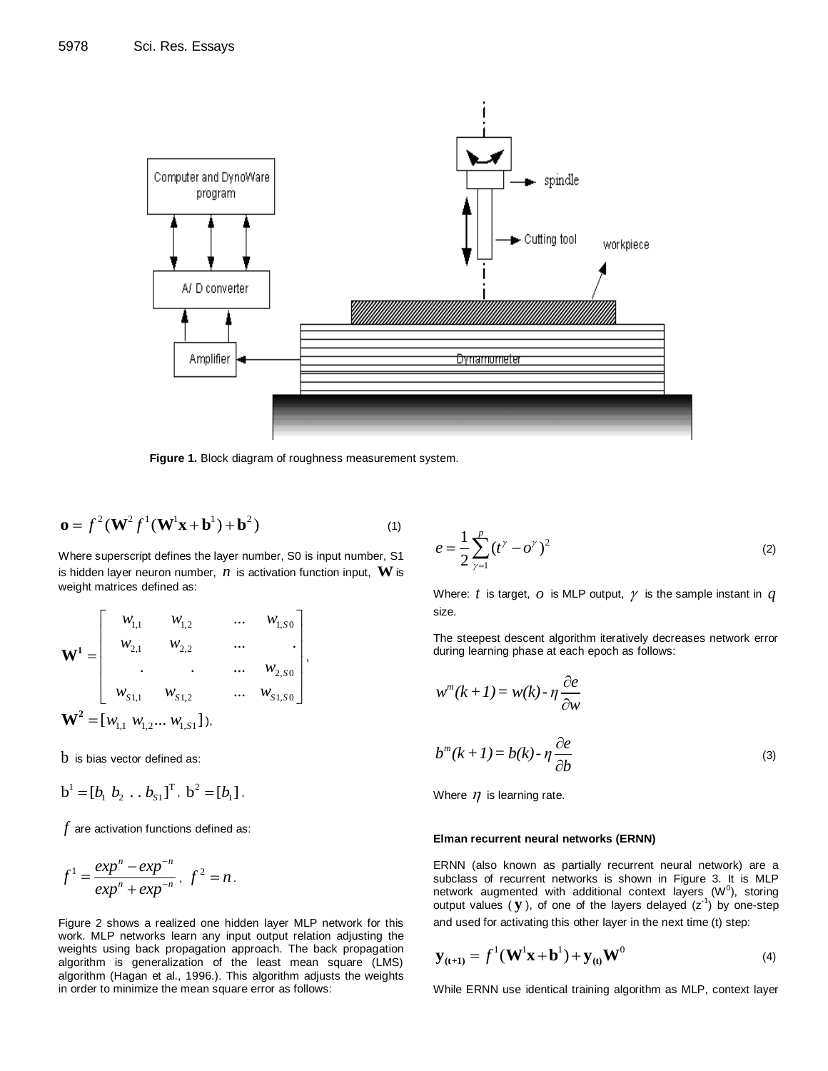Figure 1. Block diagram of roughness measurement system.

$$\mathbf{o} = f^2(\mathbf{W}^2 f^1(\mathbf{W}^1\mathbf{x}+\mathbf{b}^1)+\mathbf{b}^2) \quad (1)$$

Where superscript defines the layer number, S0 is input number, S1 is hidden layer neuron number, $n$ is activation function input, $\mathbf{W}$ is weight matrices defined as:

$$\mathbf{W^1} = \begin{bmatrix} w_{1,1} & w_{1,2} & \ldots & w_{1,S0} \\ w_{2,1} & w_{2,2} & \ldots & . \\ . & . & \ldots & w_{2,S0} \\ w_{S1,1} & w_{S1,2} & \ldots & w_{S1,S0} \end{bmatrix},$$

$$\mathbf{W^2} = [w_{1,1} \; w_{1,2} \ldots w_{1,S1}]),$$

$b$ is bias vector defined as:

$$\mathrm{b}^1 = [b_1 \; b_2 \; .. \; b_{S1}]^{\mathrm{T}}, \; \mathrm{b}^2 = [b_1],$$

$f$ are activation functions defined as:

$$f^1 = \frac{exp^n - exp^{-n}}{exp^n + exp^{-n}}, \; f^2 = n.$$

Figure 2 shows a realized one hidden layer MLP network for this work. MLP networks learn any input output relation adjusting the weights using back propagation approach. The back propagation algorithm is generalization of the least mean square (LMS) algorithm (Hagan et al., 1996.). This algorithm adjusts the weights in order to minimize the mean square error as follows:

$$e = \frac{1}{2}\sum_{\gamma=1}^{p}(t^{\gamma} - o^{\gamma})^2 \quad (2)$$

Where: $t$ is target, $o$ is MLP output, $\gamma$ is the sample instant in $q$ size.

The steepest descent algorithm iteratively decreases network error during learning phase at each epoch as follows:

$$w^m(k+1) = w(k) - \eta\frac{\partial e}{\partial w}$$

$$b^m(k+1) = b(k) - \eta\frac{\partial e}{\partial b} \quad (3)$$

Where $\eta$ is learning rate.

#### Elman recurrent neural networks (ERNN)

ERNN (also known as partially recurrent neural network) are a subclass of recurrent networks is shown in Figure 3. It is MLP network augmented with additional context layers ($W^0$), storing output values ($\mathbf{y}$), of one of the layers delayed ($z^{-1}$) by one-step and used for activating this other layer in the next time (t) step:

$$\mathbf{y}_{(t+1)} = f^1(\mathbf{W}^1\mathbf{x}+\mathbf{b}^1)+\mathbf{y}_{(t)}\mathbf{W}^0 \quad (4)$$

While ERNN use identical training algorithm as MLP, context layer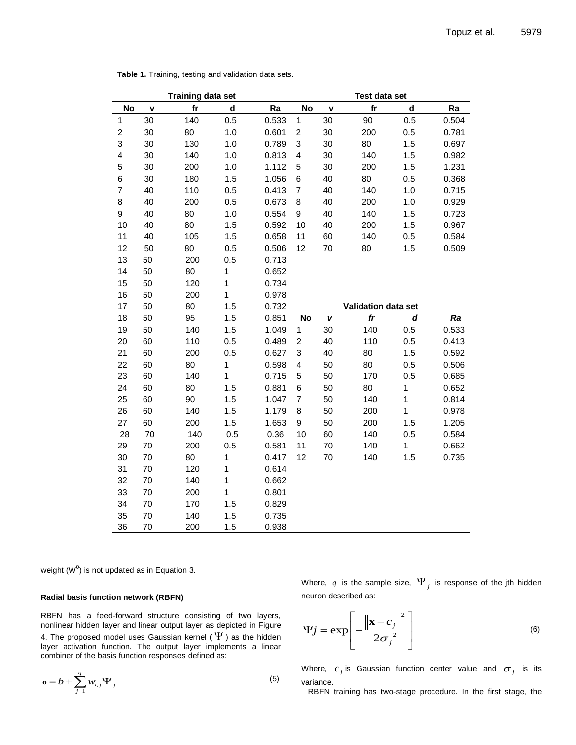**Table 1.** Training, testing and validation data sets.

| Training data set | | | | | Test data set | | | | |
|---|---|---|---|---|---|---|---|---|---|
| No | v | fr | d | Ra | No | v | fr | d | Ra |
| 1 | 30 | 140 | 0.5 | 0.533 | 1 | 30 | 90 | 0.5 | 0.504 |
| 2 | 30 | 80 | 1.0 | 0.601 | 2 | 30 | 200 | 0.5 | 0.781 |
| 3 | 30 | 130 | 1.0 | 0.789 | 3 | 30 | 80 | 1.5 | 0.697 |
| 4 | 30 | 140 | 1.0 | 0.813 | 4 | 30 | 140 | 1.5 | 0.982 |
| 5 | 30 | 200 | 1.0 | 1.112 | 5 | 30 | 200 | 1.5 | 1.231 |
| 6 | 30 | 180 | 1.5 | 1.056 | 6 | 40 | 80 | 0.5 | 0.368 |
| 7 | 40 | 110 | 0.5 | 0.413 | 7 | 40 | 140 | 1.0 | 0.715 |
| 8 | 40 | 200 | 0.5 | 0.673 | 8 | 40 | 200 | 1.0 | 0.929 |
| 9 | 40 | 80 | 1.0 | 0.554 | 9 | 40 | 140 | 1.5 | 0.723 |
| 10 | 40 | 80 | 1.5 | 0.592 | 10 | 40 | 200 | 1.5 | 0.967 |
| 11 | 40 | 105 | 1.5 | 0.658 | 11 | 60 | 140 | 0.5 | 0.584 |
| 12 | 50 | 80 | 0.5 | 0.506 | 12 | 70 | 80 | 1.5 | 0.509 |
| 13 | 50 | 200 | 0.5 | 0.713 | | | | | |
| 14 | 50 | 80 | 1 | 0.652 | | | | | |
| 15 | 50 | 120 | 1 | 0.734 | | | | | |
| 16 | 50 | 200 | 1 | 0.978 | | | | | |
| 17 | 50 | 80 | 1.5 | 0.732 | **Validation data set** | | | | |
| 18 | 50 | 95 | 1.5 | 0.851 | **No** | ***v*** | ***fr*** | ***d*** | ***Ra*** |
| 19 | 50 | 140 | 1.5 | 1.049 | 1 | 30 | 140 | 0.5 | 0.533 |
| 20 | 60 | 110 | 0.5 | 0.489 | 2 | 40 | 110 | 0.5 | 0.413 |
| 21 | 60 | 200 | 0.5 | 0.627 | 3 | 40 | 80 | 1.5 | 0.592 |
| 22 | 60 | 80 | 1 | 0.598 | 4 | 50 | 80 | 0.5 | 0.506 |
| 23 | 60 | 140 | 1 | 0.715 | 5 | 50 | 170 | 0.5 | 0.685 |
| 24 | 60 | 80 | 1.5 | 0.881 | 6 | 50 | 80 | 1 | 0.652 |
| 25 | 60 | 90 | 1.5 | 1.047 | 7 | 50 | 140 | 1 | 0.814 |
| 26 | 60 | 140 | 1.5 | 1.179 | 8 | 50 | 200 | 1 | 0.978 |
| 27 | 60 | 200 | 1.5 | 1.653 | 9 | 50 | 200 | 1.5 | 1.205 |
| 28 | 70 | 140 | 0.5 | 0.36 | 10 | 60 | 140 | 0.5 | 0.584 |
| 29 | 70 | 200 | 0.5 | 0.581 | 11 | 70 | 140 | 1 | 0.662 |
| 30 | 70 | 80 | 1 | 0.417 | 12 | 70 | 140 | 1.5 | 0.735 |
| 31 | 70 | 120 | 1 | 0.614 | | | | | |
| 32 | 70 | 140 | 1 | 0.662 | | | | | |
| 33 | 70 | 200 | 1 | 0.801 | | | | | |
| 34 | 70 | 170 | 1.5 | 0.829 | | | | | |
| 35 | 70 | 140 | 1.5 | 0.735 | | | | | |
| 36 | 70 | 200 | 1.5 | 0.938 | | | | | |

weight ($W^0$) is not updated as in Equation 3.

### Radial basis function network (RBFN)

RBFN has a feed-forward structure consisting of two layers, nonlinear hidden layer and linear output layer as depicted in Figure 4. The proposed model uses Gaussian kernel ($\Psi$) as the hidden layer activation function. The output layer implements a linear combiner of the basis function responses defined as:

$$\mathbf{o} = b + \sum_{j=1}^{q} w_{i,j} \Psi_j \tag{5}$$

Where, $q$ is the sample size, $\Psi_j$ is response of the jth hidden neuron described as:

$$\Psi j = \exp\left[ -\frac{\left\| \mathbf{x} - c_j \right\|^2}{2\sigma_j^{\ 2}} \right] \tag{6}$$

Where, $c_j$ is Gaussian function center value and $\sigma_j$ is its variance.

RBFN training has two-stage procedure. In the first stage, the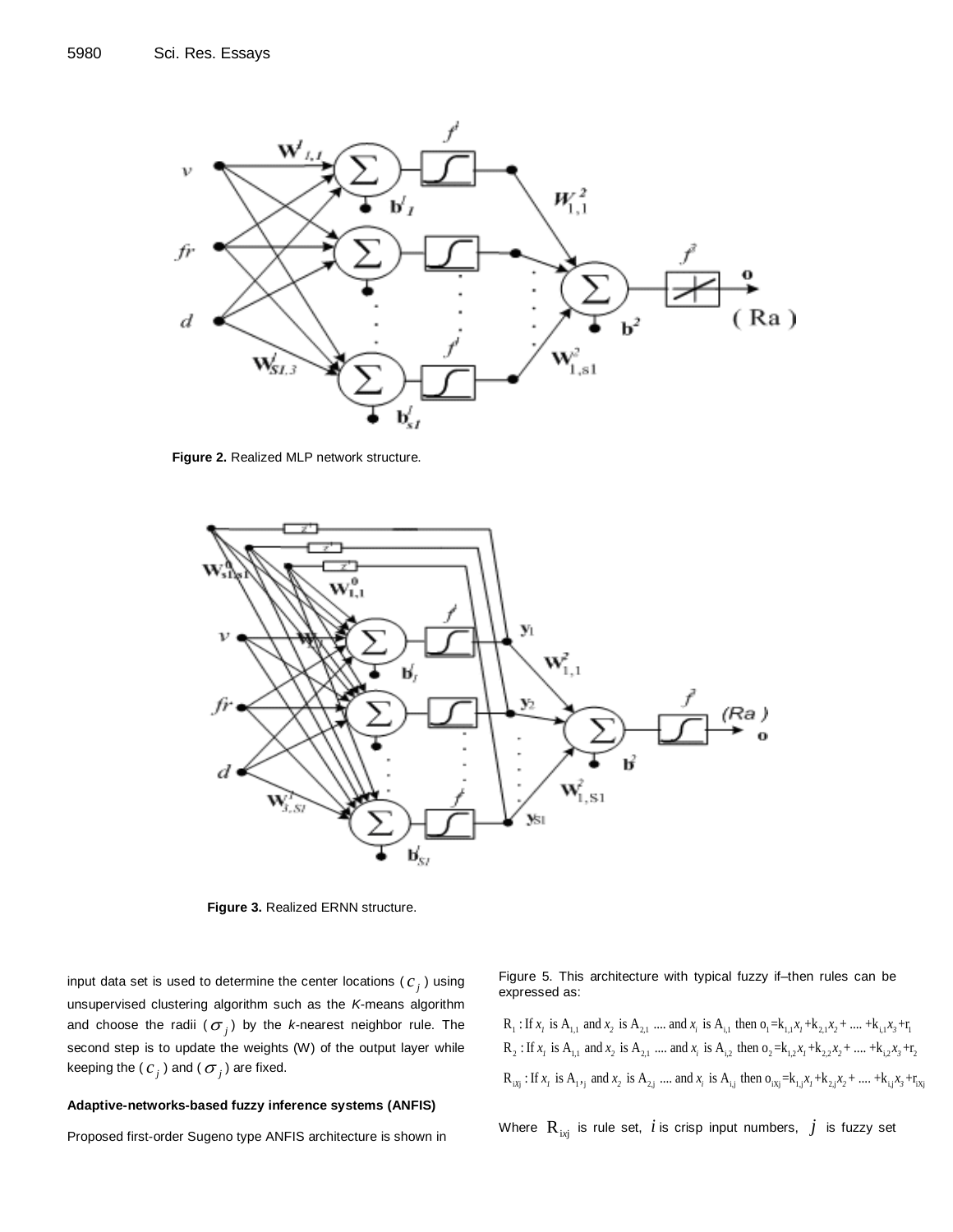Figure 2. Realized MLP network structure.

Figure 3. Realized ERNN structure.

input data set is used to determine the center locations ($c_j$) using unsupervised clustering algorithm such as the *K*-means algorithm and choose the radii ($\sigma_j$) by the *k*-nearest neighbor rule. The second step is to update the weights (W) of the output layer while keeping the ($c_j$) and ($\sigma_j$) are fixed.

**Adaptive-networks-based fuzzy inference systems (ANFIS)**

Proposed first-order Sugeno type ANFIS architecture is shown in Figure 5. This architecture with typical fuzzy if–then rules can be expressed as:

$$\mathrm{R}_1 : \text{If } x_1 \text{ is } \mathrm{A}_{1,1} \text{ and } x_2 \text{ is } \mathrm{A}_{2,1} \text{ .... and } x_i \text{ is } \mathrm{A}_{i,1} \text{ then } \mathrm{o}_1 = \mathrm{k}_{1,1}x_1 + \mathrm{k}_{2,1}x_2 + \text{ .... } + \mathrm{k}_{i,1}x_3 + \mathrm{r}_1$$

$$\mathrm{R}_2 : \text{If } x_1 \text{ is } \mathrm{A}_{1,1} \text{ and } x_2 \text{ is } \mathrm{A}_{2,1} \text{ .... and } x_i \text{ is } \mathrm{A}_{i,2} \text{ then } \mathrm{o}_2 = \mathrm{k}_{1,2}x_1 + \mathrm{k}_{2,2}x_2 + \text{ .... } + \mathrm{k}_{i,2}x_3 + \mathrm{r}_2$$

$$\mathrm{R}_{ixj} : \text{If } x_1 \text{ is } \mathrm{A}_{1,j} \text{ and } x_2 \text{ is } \mathrm{A}_{2,j} \text{ .... and } x_i \text{ is } \mathrm{A}_{i,j} \text{ then } \mathrm{o}_{ixj} = \mathrm{k}_{1,j}x_1 + \mathrm{k}_{2,j}x_2 + \text{ .... } + \mathrm{k}_{i,j}x_3 + \mathrm{r}_{ixj}$$

Where $\mathrm{R}_{ixj}$ is rule set, $i$ is crisp input numbers, $j$ is fuzzy set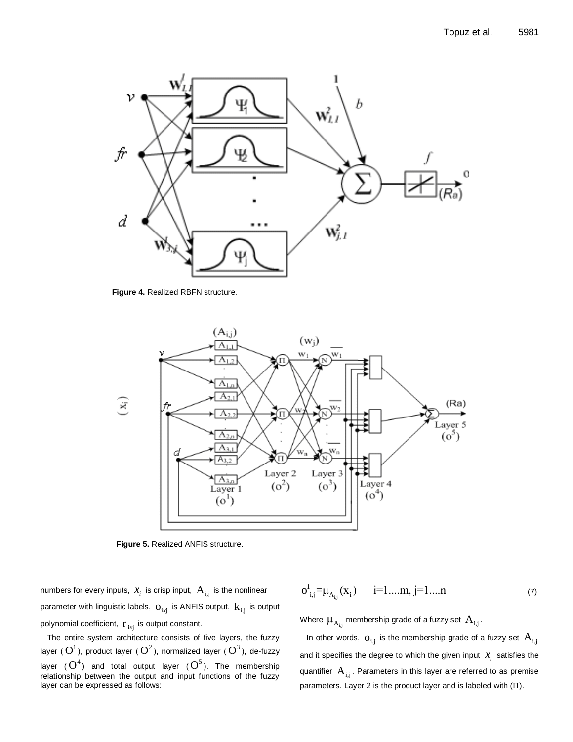Figure 4. Realized RBFN structure.

Figure 5. Realized ANFIS structure.

numbers for every inputs, $x_i$ is crisp input, $A_{i,j}$ is the nonlinear parameter with linguistic labels, $o_{ixj}$ is ANFIS output, $k_{i,j}$ is output polynomial coefficient, $r_{ixj}$ is output constant.

The entire system architecture consists of five layers, the fuzzy layer ($O^1$), product layer ($O^2$), normalized layer ($O^3$), de-fuzzy layer ($O^4$) and total output layer ($O^5$). The membership relationship between the output and input functions of the fuzzy layer can be expressed as follows:

$$o^1_{i,j} = \mu_{A_{i,j}}(x_i) \qquad i = 1....m,\ j = 1....n \tag{7}$$

Where $\mu_{A_{i,j}}$ membership grade of a fuzzy set $A_{i,j}$.

In other words, $o_{i,j}$ is the membership grade of a fuzzy set $A_{i,j}$ and it specifies the degree to which the given input $x_i$ satisfies the quantifier $A_{i,j}$. Parameters in this layer are referred to as premise parameters. Layer 2 is the product layer and is labeled with ($\Pi$).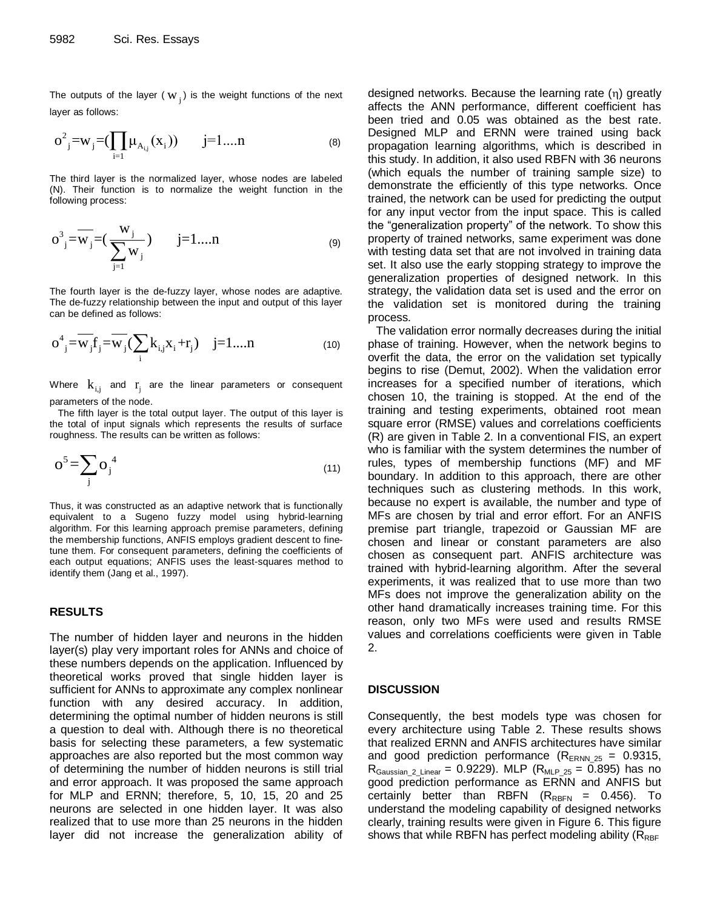The outputs of the layer ( $w_j$ ) is the weight functions of the next layer as follows:

$$o^2_j = w_j = (\prod_{i=1} \mu_{A_{i,j}}(x_i)) \qquad j=1....n \tag{8}$$

The third layer is the normalized layer, whose nodes are labeled (N). Their function is to normalize the weight function in the following process:

$$o^3_j = \overline{w}_j = (\frac{w_j}{\sum_{j=1} w_j}) \qquad j=1....n \tag{9}$$

The fourth layer is the de-fuzzy layer, whose nodes are adaptive. The de-fuzzy relationship between the input and output of this layer can be defined as follows:

$$o^4_j = \overline{w}_j f_j = \overline{w}_j (\sum_i k_{i,j} x_i + r_j) \quad j=1....n \tag{10}$$

Where $k_{i,j}$ and $r_j$ are the linear parameters or consequent parameters of the node.

The fifth layer is the total output layer. The output of this layer is the total of input signals which represents the results of surface roughness. The results can be written as follows:

$$o^5 = \sum_j o_j^{\,4} \tag{11}$$

Thus, it was constructed as an adaptive network that is functionally equivalent to a Sugeno fuzzy model using hybrid-learning algorithm. For this learning approach premise parameters, defining the membership functions, ANFIS employs gradient descent to fine-tune them. For consequent parameters, defining the coefficients of each output equations; ANFIS uses the least-squares method to identify them (Jang et al., 1997).

## RESULTS

The number of hidden layer and neurons in the hidden layer(s) play very important roles for ANNs and choice of these numbers depends on the application. Influenced by theoretical works proved that single hidden layer is sufficient for ANNs to approximate any complex nonlinear function with any desired accuracy. In addition, determining the optimal number of hidden neurons is still a question to deal with. Although there is no theoretical basis for selecting these parameters, a few systematic approaches are also reported but the most common way of determining the number of hidden neurons is still trial and error approach. It was proposed the same approach for MLP and ERNN; therefore, 5, 10, 15, 20 and 25 neurons are selected in one hidden layer. It was also realized that to use more than 25 neurons in the hidden layer did not increase the generalization ability of designed networks. Because the learning rate ($\eta$) greatly affects the ANN performance, different coefficient has been tried and 0.05 was obtained as the best rate. Designed MLP and ERNN were trained using back propagation learning algorithms, which is described in this study. In addition, it also used RBFN with 36 neurons (which equals the number of training sample size) to demonstrate the efficiently of this type networks. Once trained, the network can be used for predicting the output for any input vector from the input space. This is called the "generalization property" of the network. To show this property of trained networks, same experiment was done with testing data set that are not involved in training data set. It also use the early stopping strategy to improve the generalization properties of designed network. In this strategy, the validation data set is used and the error on the validation set is monitored during the training process.

The validation error normally decreases during the initial phase of training. However, when the network begins to overfit the data, the error on the validation set typically begins to rise (Demut, 2002). When the validation error increases for a specified number of iterations, which chosen 10, the training is stopped. At the end of the training and testing experiments, obtained root mean square error (RMSE) values and correlations coefficients (R) are given in Table 2. In a conventional FIS, an expert who is familiar with the system determines the number of rules, types of membership functions (MF) and MF boundary. In addition to this approach, there are other techniques such as clustering methods. In this work, because no expert is available, the number and type of MFs are chosen by trial and error effort. For an ANFIS premise part triangle, trapezoid or Gaussian MF are chosen and linear or constant parameters are also chosen as consequent part. ANFIS architecture was trained with hybrid-learning algorithm. After the several experiments, it was realized that to use more than two MFs does not improve the generalization ability on the other hand dramatically increases training time. For this reason, only two MFs were used and results RMSE values and correlations coefficients were given in Table 2.

## DISCUSSION

Consequently, the best models type was chosen for every architecture using Table 2. These results shows that realized ERNN and ANFIS architectures have similar and good prediction performance ($R_{ERNN\_25}$ = 0.9315, $R_{Gaussian\_2\_Linear}$ = 0.9229). MLP ($R_{MLP\_25}$ = 0.895) has no good prediction performance as ERNN and ANFIS but certainly better than RBFN ($R_{RBFN}$ = 0.456). To understand the modeling capability of designed networks clearly, training results were given in Figure 6. This figure shows that while RBFN has perfect modeling ability ($R_{RBF}$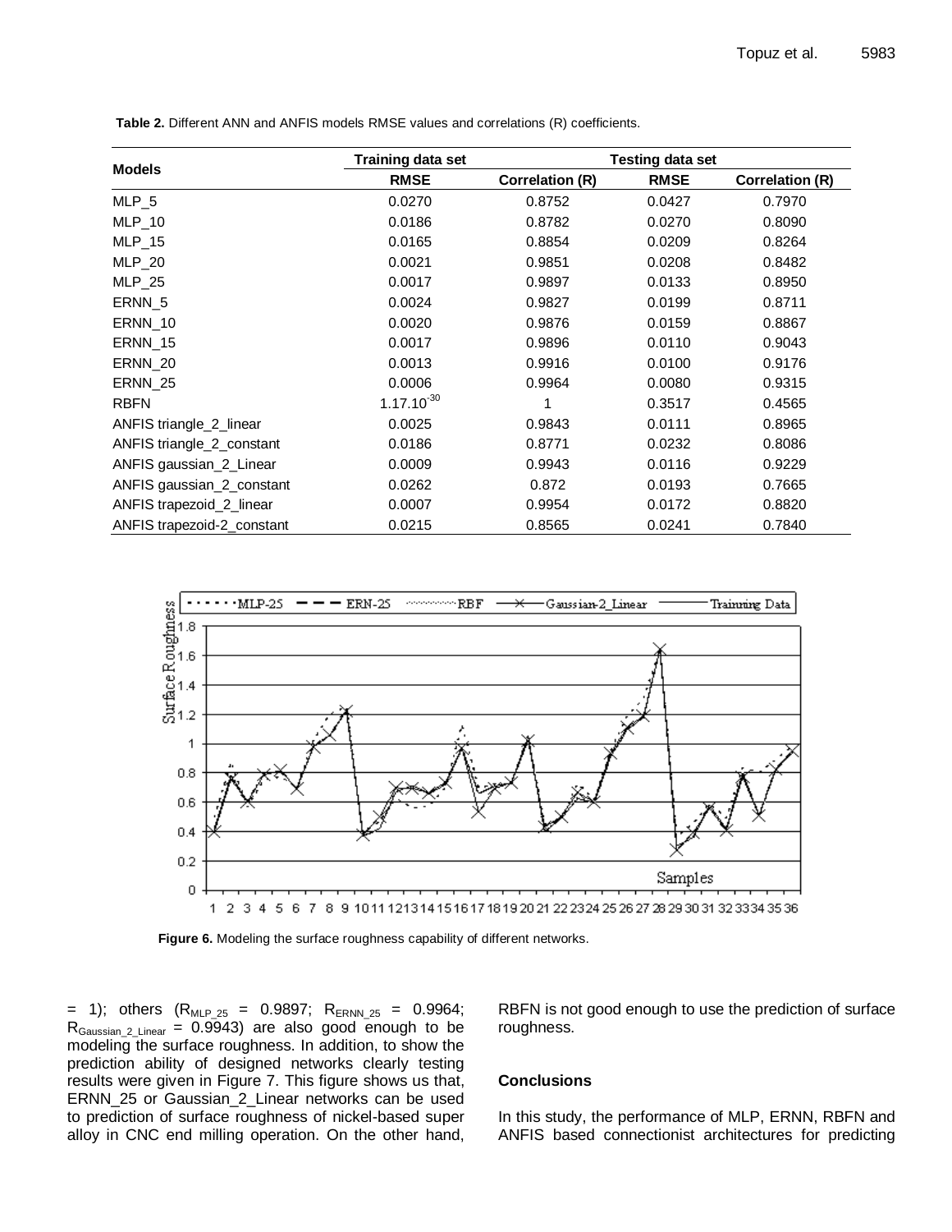**Table 2.** Different ANN and ANFIS models RMSE values and correlations (R) coefficients.

| Models | Training data set | | Testing data set | |
|---|---|---|---|---|
| | RMSE | Correlation (R) | RMSE | Correlation (R) |
| MLP_5 | 0.0270 | 0.8752 | 0.0427 | 0.7970 |
| MLP_10 | 0.0186 | 0.8782 | 0.0270 | 0.8090 |
| MLP_15 | 0.0165 | 0.8854 | 0.0209 | 0.8264 |
| MLP_20 | 0.0021 | 0.9851 | 0.0208 | 0.8482 |
| MLP_25 | 0.0017 | 0.9897 | 0.0133 | 0.8950 |
| ERNN_5 | 0.0024 | 0.9827 | 0.0199 | 0.8711 |
| ERNN_10 | 0.0020 | 0.9876 | 0.0159 | 0.8867 |
| ERNN_15 | 0.0017 | 0.9896 | 0.0110 | 0.9043 |
| ERNN_20 | 0.0013 | 0.9916 | 0.0100 | 0.9176 |
| ERNN_25 | 0.0006 | 0.9964 | 0.0080 | 0.9315 |
| RBFN | $1.17.10^{-30}$ | 1 | 0.3517 | 0.4565 |
| ANFIS triangle_2_linear | 0.0025 | 0.9843 | 0.0111 | 0.8965 |
| ANFIS triangle_2_constant | 0.0186 | 0.8771 | 0.0232 | 0.8086 |
| ANFIS gaussian_2_Linear | 0.0009 | 0.9943 | 0.0116 | 0.9229 |
| ANFIS gaussian_2_constant | 0.0262 | 0.872 | 0.0193 | 0.7665 |
| ANFIS trapezoid_2_linear | 0.0007 | 0.9954 | 0.0172 | 0.8820 |
| ANFIS trapezoid-2_constant | 0.0215 | 0.8565 | 0.0241 | 0.7840 |

**Figure 6.** Modeling the surface roughness capability of different networks.

= 1); others ($R_{MLP\_25}$ = 0.9897; $R_{ERNN\_25}$ = 0.9964; $R_{Gaussian\_2\_Linear}$ = 0.9943) are also good enough to be modeling the surface roughness. In addition, to show the prediction ability of designed networks clearly testing results were given in Figure 7. This figure shows us that, ERNN_25 or Gaussian_2_Linear networks can be used to prediction of surface roughness of nickel-based super alloy in CNC end milling operation. On the other hand, RBFN is not good enough to use the prediction of surface roughness.

## Conclusions

In this study, the performance of MLP, ERNN, RBFN and ANFIS based connectionist architectures for predicting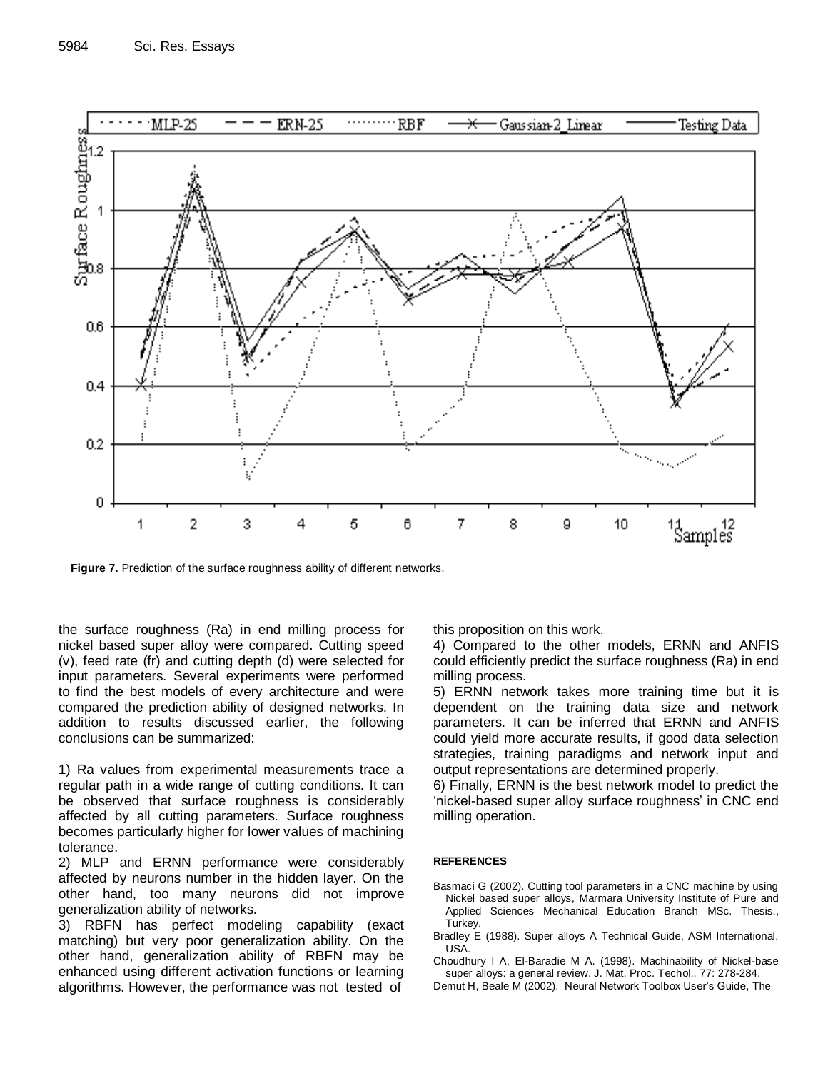**Figure 7.** Prediction of the surface roughness ability of different networks.

the surface roughness (Ra) in end milling process for nickel based super alloy were compared. Cutting speed (v), feed rate (fr) and cutting depth (d) were selected for input parameters. Several experiments were performed to find the best models of every architecture and were compared the prediction ability of designed networks. In addition to results discussed earlier, the following conclusions can be summarized:

1) Ra values from experimental measurements trace a regular path in a wide range of cutting conditions. It can be observed that surface roughness is considerably affected by all cutting parameters. Surface roughness becomes particularly higher for lower values of machining tolerance.
2) MLP and ERNN performance were considerably affected by neurons number in the hidden layer. On the other hand, too many neurons did not improve generalization ability of networks.
3) RBFN has perfect modeling capability (exact matching) but very poor generalization ability. On the other hand, generalization ability of RBFN may be enhanced using different activation functions or learning algorithms. However, the performance was not tested of this proposition on this work.
4) Compared to the other models, ERNN and ANFIS could efficiently predict the surface roughness (Ra) in end milling process.
5) ERNN network takes more training time but it is dependent on the training data size and network parameters. It can be inferred that ERNN and ANFIS could yield more accurate results, if good data selection strategies, training paradigms and network input and output representations are determined properly.
6) Finally, ERNN is the best network model to predict the 'nickel-based super alloy surface roughness' in CNC end milling operation.

## REFERENCES

Basmaci G (2002). Cutting tool parameters in a CNC machine by using Nickel based super alloys, Marmara University Institute of Pure and Applied Sciences Mechanical Education Branch MSc. Thesis., Turkey.

Bradley E (1988). Super alloys A Technical Guide, ASM International, USA.

Choudhury I A, El-Baradie M A. (1998). Machinability of Nickel-base super alloys: a general review. J. Mat. Proc. Techol.. 77: 278-284.

Demut H, Beale M (2002). Neural Network Toolbox User's Guide, The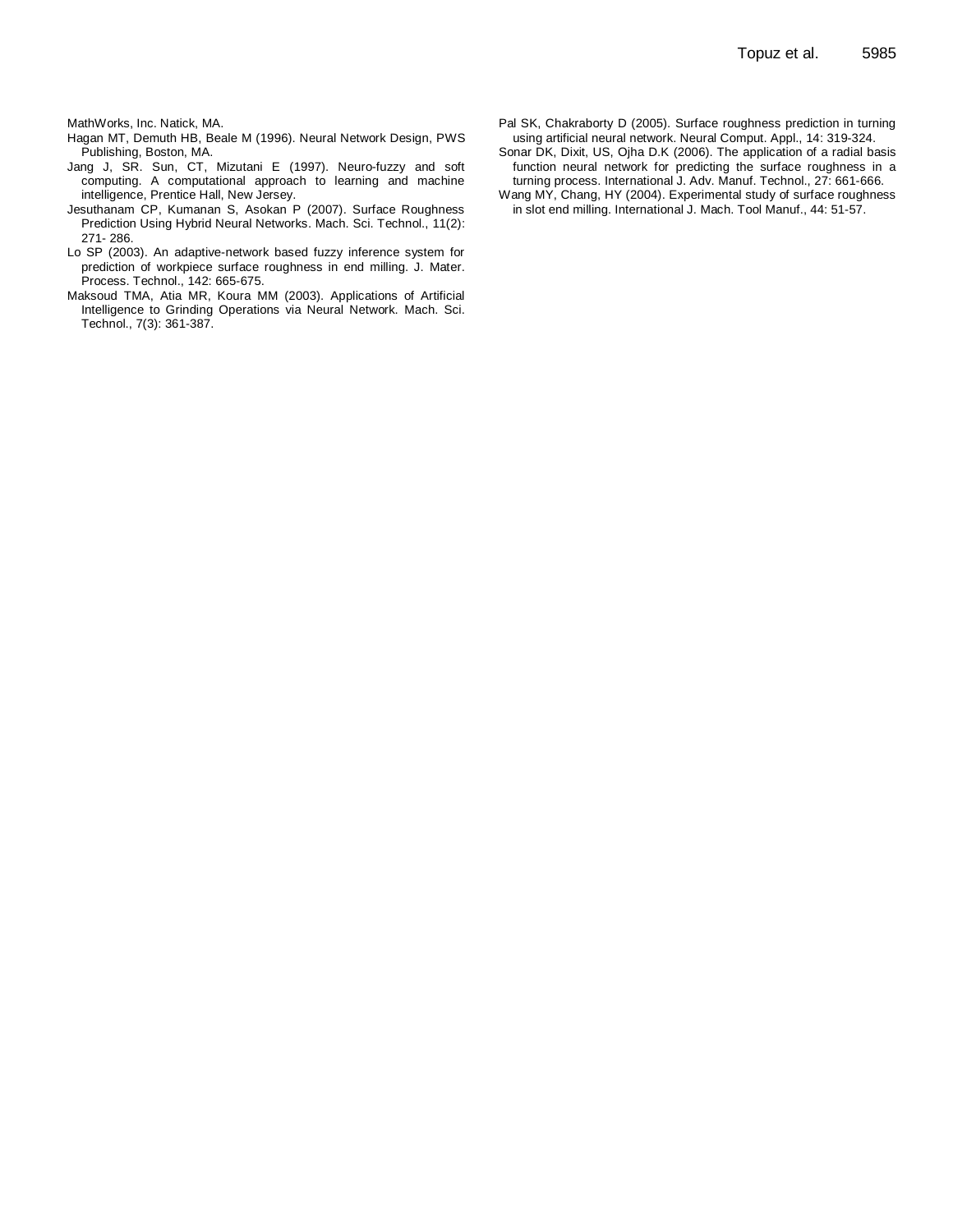MathWorks, Inc. Natick, MA.

Hagan MT, Demuth HB, Beale M (1996). Neural Network Design, PWS Publishing, Boston, MA.

Jang J, SR. Sun, CT, Mizutani E (1997). Neuro-fuzzy and soft computing. A computational approach to learning and machine intelligence, Prentice Hall, New Jersey.

Jesuthanam CP, Kumanan S, Asokan P (2007). Surface Roughness Prediction Using Hybrid Neural Networks. Mach. Sci. Technol., 11(2): 271- 286.

Lo SP (2003). An adaptive-network based fuzzy inference system for prediction of workpiece surface roughness in end milling. J. Mater. Process. Technol., 142: 665-675.

Maksoud TMA, Atia MR, Koura MM (2003). Applications of Artificial Intelligence to Grinding Operations via Neural Network. Mach. Sci. Technol., 7(3): 361-387.

Pal SK, Chakraborty D (2005). Surface roughness prediction in turning using artificial neural network. Neural Comput. Appl., 14: 319-324.

Sonar DK, Dixit, US, Ojha D.K (2006). The application of a radial basis function neural network for predicting the surface roughness in a turning process. International J. Adv. Manuf. Technol., 27: 661-666.

Wang MY, Chang, HY (2004). Experimental study of surface roughness in slot end milling. International J. Mach. Tool Manuf., 44: 51-57.